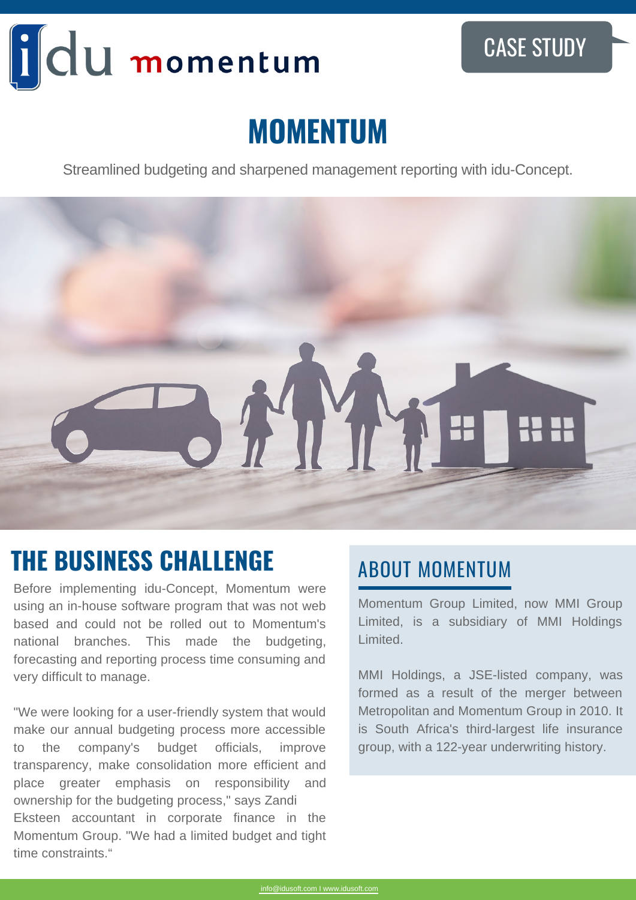idu momentum

CASE STUDY

# MOMENTUM

Streamlined budgeting and sharpened management reporting with idu-Concept.

## THE BUSINESS CHALLENGE

Before implementing idu-Concept, Momentum were using an in-house software program that was not web based and could not be rolled out to Momentum's national branches. This made the budgeting, forecasting and reporting process time consuming and very difficult to manage.

"We were looking for a user-friendly system that would make our annual budgeting process more accessible to the company's budget officials, improve transparency, make consolidation more efficient and place greater emphasis on responsibility and ownership for the budgeting process," says Zandi Eksteen accountant in corporate finance in the Momentum Group. "We had a limited budget and tight time constraints.“

## ABOUT MOMENTUM

Momentum Group Limited, now MMI Group Limited, is a subsidiary of MMI Holdings Limited.

MMI Holdings, a JSE-listed company, was formed as a result of the merger between Metropolitan and Momentum Group in 2010. It is South Africa's third-largest life insurance group, with a 122-year underwriting history.

info@idusoft.com I www.idusoft.com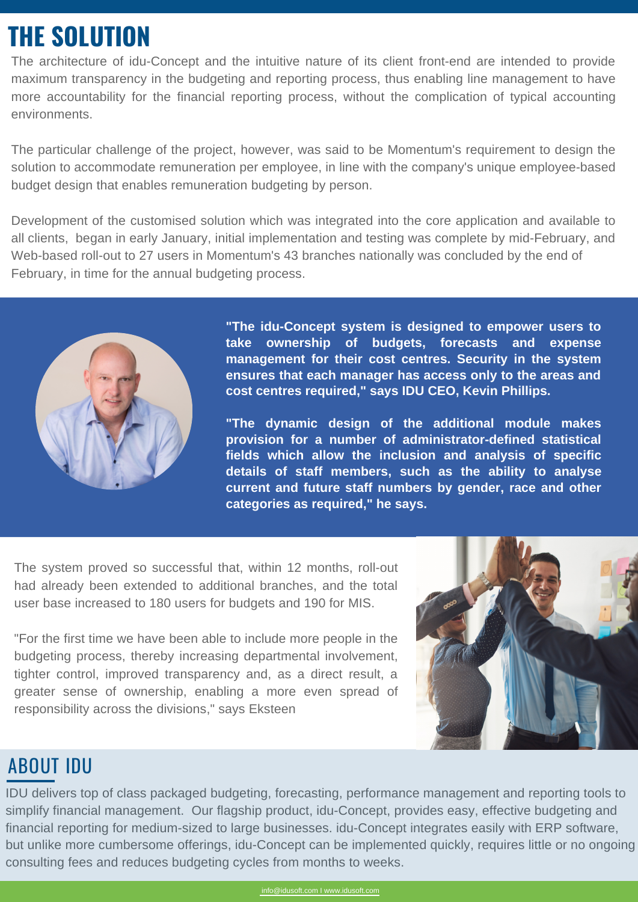# THE SOLUTION

The architecture of idu-Concept and the intuitive nature of its client front-end are intended to provide maximum transparency in the budgeting and reporting process, thus enabling line management to have more accountability for the financial reporting process, without the complication of typical accounting environments.

The particular challenge of the project, however, was said to be Momentum's requirement to design the solution to accommodate remuneration per employee, in line with the company's unique employee-based budget design that enables remuneration budgeting by person.

Development of the customised solution which was integrated into the core application and available to all clients, began in early January, initial implementation and testing was complete by mid-February, and Web-based roll-out to 27 users in Momentum's 43 branches nationally was concluded by the end of February, in time for the annual budgeting process.

**"The idu-Concept system is designed to empower users to take ownership of budgets, forecasts and expense management for their cost centres. Security in the system ensures that each manager has access only to the areas and cost centres required," says IDU CEO, Kevin Phillips.**

**"The dynamic design of the additional module makes provision for a number of administrator-defined statistical fields which allow the inclusion and analysis of specific details of staff members, such as the ability to analyse current and future staff numbers by gender, race and other categories as required," he says.**

The system proved so successful that, within 12 months, roll-out had already been extended to additional branches, and the total user base increased to 180 users for budgets and 190 for MIS.

"For the first time we have been able to include more people in the budgeting process, thereby increasing departmental involvement, tighter control, improved transparency and, as a direct result, a greater sense of ownership, enabling a more even spread of responsibility across the divisions," says Eksteen

## ABOUT IDU

IDU delivers top of class packaged budgeting, forecasting, performance management and reporting tools to simplify financial management. Our flagship product, idu-Concept, provides easy, effective budgeting and financial reporting for medium-sized to large businesses. idu-Concept integrates easily with ERP software, but unlike more cumbersome offerings, idu-Concept can be implemented quickly, requires little or no ongoing consulting fees and reduces budgeting cycles from months to weeks.

info@idusoft.com I www.idusoft.com